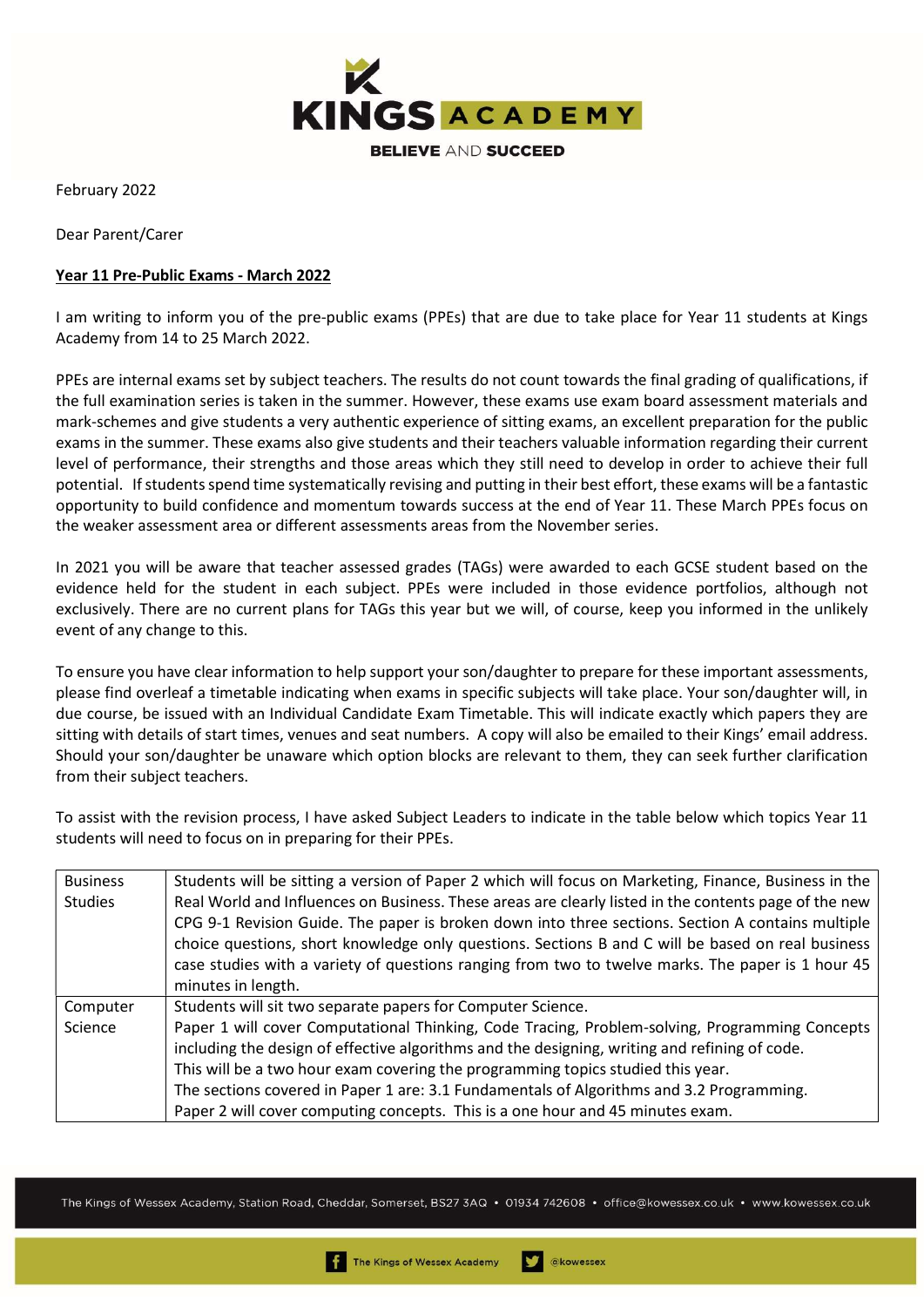KINGS ACADEMY

BELIEVE AND SUCCEED

February 2022

Dear Parent/Carer

**Year 11 Pre-Public Exams - March 2022**

I am writing to inform you of the pre-public exams (PPEs) that are due to take place for Year 11 students at Kings Academy from 14 to 25 March 2022.

PPEs are internal exams set by subject teachers. The results do not count towards the final grading of qualifications, if the full examination series is taken in the summer. However, these exams use exam board assessment materials and mark-schemes and give students a very authentic experience of sitting exams, an excellent preparation for the public exams in the summer. These exams also give students and their teachers valuable information regarding their current level of performance, their strengths and those areas which they still need to develop in order to achieve their full potential. If students spend time systematically revising and putting in their best effort, these exams will be a fantastic opportunity to build confidence and momentum towards success at the end of Year 11. These March PPEs focus on the weaker assessment area or different assessments areas from the November series.

In 2021 you will be aware that teacher assessed grades (TAGs) were awarded to each GCSE student based on the evidence held for the student in each subject. PPEs were included in those evidence portfolios, although not exclusively. There are no current plans for TAGs this year but we will, of course, keep you informed in the unlikely event of any change to this.

To ensure you have clear information to help support your son/daughter to prepare for these important assessments, please find overleaf a timetable indicating when exams in specific subjects will take place. Your son/daughter will, in due course, be issued with an Individual Candidate Exam Timetable. This will indicate exactly which papers they are sitting with details of start times, venues and seat numbers. A copy will also be emailed to their Kings' email address. Should your son/daughter be unaware which option blocks are relevant to them, they can seek further clarification from their subject teachers.

To assist with the revision process, I have asked Subject Leaders to indicate in the table below which topics Year 11 students will need to focus on in preparing for their PPEs.

| | |
|---|---|
| Business Studies | Students will be sitting a version of Paper 2 which will focus on Marketing, Finance, Business in the Real World and Influences on Business. These areas are clearly listed in the contents page of the new CPG 9-1 Revision Guide. The paper is broken down into three sections. Section A contains multiple choice questions, short knowledge only questions. Sections B and C will be based on real business case studies with a variety of questions ranging from two to twelve marks. The paper is 1 hour 45 minutes in length. |
| Computer Science | Students will sit two separate papers for Computer Science.<br>Paper 1 will cover Computational Thinking, Code Tracing, Problem-solving, Programming Concepts including the design of effective algorithms and the designing, writing and refining of code.<br>This will be a two hour exam covering the programming topics studied this year.<br>The sections covered in Paper 1 are: 3.1 Fundamentals of Algorithms and 3.2 Programming.<br>Paper 2 will cover computing concepts. This is a one hour and 45 minutes exam. |

The Kings of Wessex Academy, Station Road, Cheddar, Somerset, BS27 3AQ • 01934 742608 • office@kowessex.co.uk • www.kowessex.co.uk

The Kings of Wessex Academy @kowessex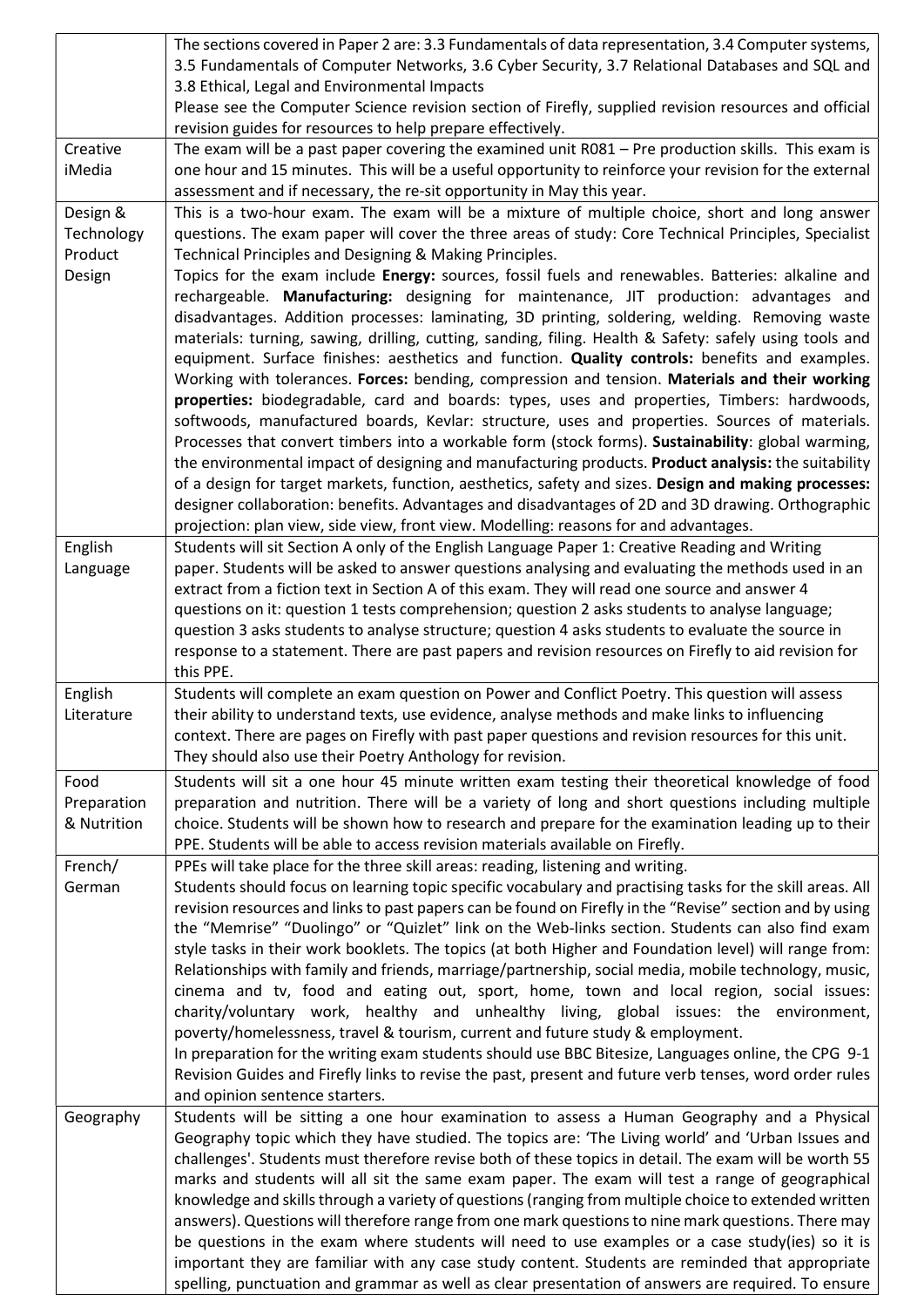| | |
|---|---|
| | The sections covered in Paper 2 are: 3.3 Fundamentals of data representation, 3.4 Computer systems, 3.5 Fundamentals of Computer Networks, 3.6 Cyber Security, 3.7 Relational Databases and SQL and 3.8 Ethical, Legal and Environmental Impacts<br>Please see the Computer Science revision section of Firefly, supplied revision resources and official revision guides for resources to help prepare effectively. |
| Creative iMedia | The exam will be a past paper covering the examined unit R081 – Pre production skills. This exam is one hour and 15 minutes. This will be a useful opportunity to reinforce your revision for the external assessment and if necessary, the re-sit opportunity in May this year. |
| Design & Technology Product Design | This is a two-hour exam. The exam will be a mixture of multiple choice, short and long answer questions. The exam paper will cover the three areas of study: Core Technical Principles, Specialist Technical Principles and Designing & Making Principles.<br>Topics for the exam include **Energy:** sources, fossil fuels and renewables. Batteries: alkaline and rechargeable. **Manufacturing:** designing for maintenance, JIT production: advantages and disadvantages. Addition processes: laminating, 3D printing, soldering, welding. Removing waste materials: turning, sawing, drilling, cutting, sanding, filing. Health & Safety: safely using tools and equipment. Surface finishes: aesthetics and function. **Quality controls:** benefits and examples. Working with tolerances. **Forces:** bending, compression and tension. **Materials and their working properties:** biodegradable, card and boards: types, uses and properties, Timbers: hardwoods, softwoods, manufactured boards, Kevlar: structure, uses and properties. Sources of materials. Processes that convert timbers into a workable form (stock forms). **Sustainability**: global warming, the environmental impact of designing and manufacturing products. **Product analysis:** the suitability of a design for target markets, function, aesthetics, safety and sizes. **Design and making processes:** designer collaboration: benefits. Advantages and disadvantages of 2D and 3D drawing. Orthographic projection: plan view, side view, front view. Modelling: reasons for and advantages. |
| English Language | Students will sit Section A only of the English Language Paper 1: Creative Reading and Writing paper. Students will be asked to answer questions analysing and evaluating the methods used in an extract from a fiction text in Section A of this exam. They will read one source and answer 4 questions on it: question 1 tests comprehension; question 2 asks students to analyse language; question 3 asks students to analyse structure; question 4 asks students to evaluate the source in response to a statement. There are past papers and revision resources on Firefly to aid revision for this PPE. |
| English Literature | Students will complete an exam question on Power and Conflict Poetry. This question will assess their ability to understand texts, use evidence, analyse methods and make links to influencing context. There are pages on Firefly with past paper questions and revision resources for this unit. They should also use their Poetry Anthology for revision. |
| Food Preparation & Nutrition | Students will sit a one hour 45 minute written exam testing their theoretical knowledge of food preparation and nutrition. There will be a variety of long and short questions including multiple choice. Students will be shown how to research and prepare for the examination leading up to their PPE. Students will be able to access revision materials available on Firefly. |
| French/ German | PPEs will take place for the three skill areas: reading, listening and writing.<br>Students should focus on learning topic specific vocabulary and practising tasks for the skill areas. All revision resources and links to past papers can be found on Firefly in the "Revise" section and by using the "Memrise" "Duolingo" or "Quizlet" link on the Web-links section. Students can also find exam style tasks in their work booklets. The topics (at both Higher and Foundation level) will range from: Relationships with family and friends, marriage/partnership, social media, mobile technology, music, cinema and tv, food and eating out, sport, home, town and local region, social issues: charity/voluntary work, healthy and unhealthy living, global issues: the environment, poverty/homelessness, travel & tourism, current and future study & employment.<br>In preparation for the writing exam students should use BBC Bitesize, Languages online, the CPG 9-1 Revision Guides and Firefly links to revise the past, present and future verb tenses, word order rules and opinion sentence starters. |
| Geography | Students will be sitting a one hour examination to assess a Human Geography and a Physical Geography topic which they have studied. The topics are: 'The Living world' and 'Urban Issues and challenges'. Students must therefore revise both of these topics in detail. The exam will be worth 55 marks and students will all sit the same exam paper. The exam will test a range of geographical knowledge and skills through a variety of questions (ranging from multiple choice to extended written answers). Questions will therefore range from one mark questions to nine mark questions. There may be questions in the exam where students will need to use examples or a case study(ies) so it is important they are familiar with any case study content. Students are reminded that appropriate spelling, punctuation and grammar as well as clear presentation of answers are required. To ensure |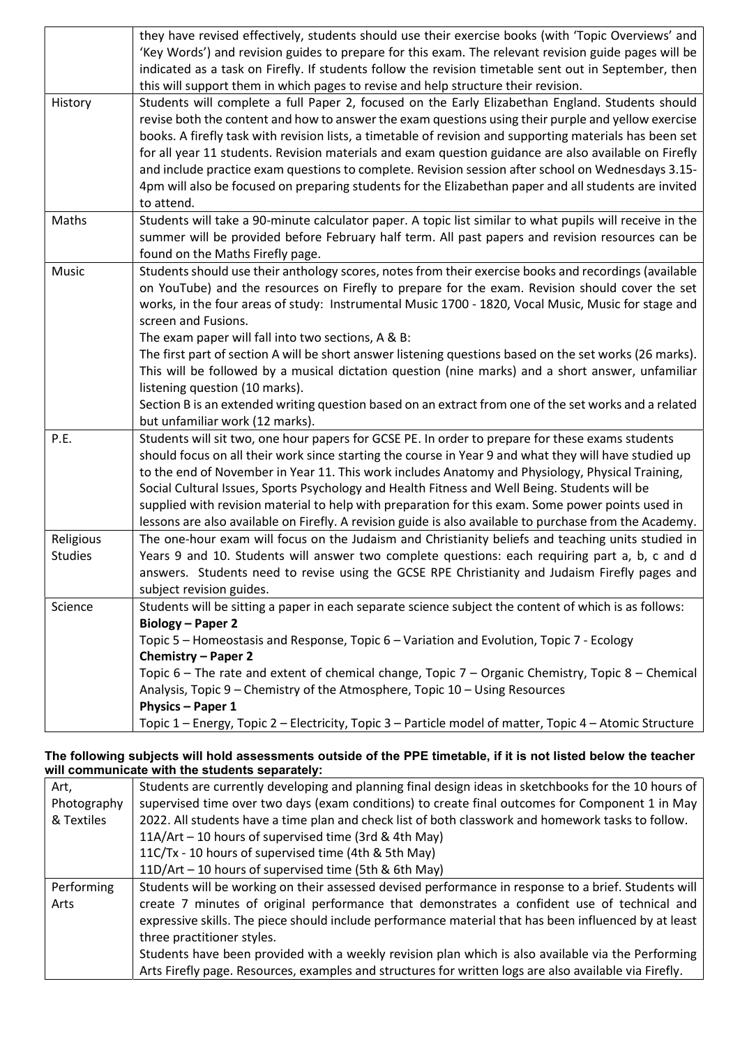| | |
|---|---|
| | they have revised effectively, students should use their exercise books (with 'Topic Overviews' and 'Key Words') and revision guides to prepare for this exam. The relevant revision guide pages will be indicated as a task on Firefly. If students follow the revision timetable sent out in September, then this will support them in which pages to revise and help structure their revision. |
| History | Students will complete a full Paper 2, focused on the Early Elizabethan England. Students should revise both the content and how to answer the exam questions using their purple and yellow exercise books. A firefly task with revision lists, a timetable of revision and supporting materials has been set for all year 11 students. Revision materials and exam question guidance are also available on Firefly and include practice exam questions to complete. Revision session after school on Wednesdays 3.15-4pm will also be focused on preparing students for the Elizabethan paper and all students are invited to attend. |
| Maths | Students will take a 90-minute calculator paper. A topic list similar to what pupils will receive in the summer will be provided before February half term. All past papers and revision resources can be found on the Maths Firefly page. |
| Music | Students should use their anthology scores, notes from their exercise books and recordings (available on YouTube) and the resources on Firefly to prepare for the exam. Revision should cover the set works, in the four areas of study: Instrumental Music 1700 - 1820, Vocal Music, Music for stage and screen and Fusions.<br>The exam paper will fall into two sections, A & B:<br>The first part of section A will be short answer listening questions based on the set works (26 marks). This will be followed by a musical dictation question (nine marks) and a short answer, unfamiliar listening question (10 marks).<br>Section B is an extended writing question based on an extract from one of the set works and a related but unfamiliar work (12 marks). |
| P.E. | Students will sit two, one hour papers for GCSE PE. In order to prepare for these exams students should focus on all their work since starting the course in Year 9 and what they will have studied up to the end of November in Year 11. This work includes Anatomy and Physiology, Physical Training, Social Cultural Issues, Sports Psychology and Health Fitness and Well Being. Students will be supplied with revision material to help with preparation for this exam. Some power points used in lessons are also available on Firefly. A revision guide is also available to purchase from the Academy. |
| Religious Studies | The one-hour exam will focus on the Judaism and Christianity beliefs and teaching units studied in Years 9 and 10. Students will answer two complete questions: each requiring part a, b, c and d answers. Students need to revise using the GCSE RPE Christianity and Judaism Firefly pages and subject revision guides. |
| Science | Students will be sitting a paper in each separate science subject the content of which is as follows:<br>**Biology – Paper 2**<br>Topic 5 – Homeostasis and Response, Topic 6 – Variation and Evolution, Topic 7 - Ecology<br>**Chemistry – Paper 2**<br>Topic 6 – The rate and extent of chemical change, Topic 7 – Organic Chemistry, Topic 8 – Chemical Analysis, Topic 9 – Chemistry of the Atmosphere, Topic 10 – Using Resources<br>**Physics – Paper 1**<br>Topic 1 – Energy, Topic 2 – Electricity, Topic 3 – Particle model of matter, Topic 4 – Atomic Structure |

**The following subjects will hold assessments outside of the PPE timetable, if it is not listed below the teacher will communicate with the students separately:**

| | |
|---|---|
| Art, Photography & Textiles | Students are currently developing and planning final design ideas in sketchbooks for the 10 hours of supervised time over two days (exam conditions) to create final outcomes for Component 1 in May 2022. All students have a time plan and check list of both classwork and homework tasks to follow.<br>11A/Art – 10 hours of supervised time (3rd & 4th May)<br>11C/Tx - 10 hours of supervised time (4th & 5th May)<br>11D/Art – 10 hours of supervised time (5th & 6th May) |
| Performing Arts | Students will be working on their assessed devised performance in response to a brief. Students will create 7 minutes of original performance that demonstrates a confident use of technical and expressive skills. The piece should include performance material that has been influenced by at least three practitioner styles.<br>Students have been provided with a weekly revision plan which is also available via the Performing Arts Firefly page. Resources, examples and structures for written logs are also available via Firefly. |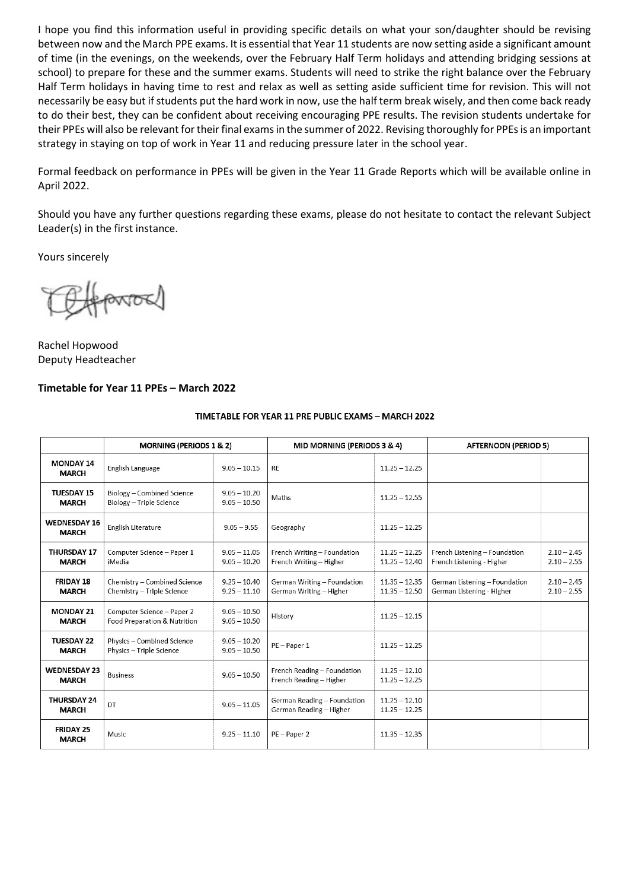I hope you find this information useful in providing specific details on what your son/daughter should be revising between now and the March PPE exams. It is essential that Year 11 students are now setting aside a significant amount of time (in the evenings, on the weekends, over the February Half Term holidays and attending bridging sessions at school) to prepare for these and the summer exams. Students will need to strike the right balance over the February Half Term holidays in having time to rest and relax as well as setting aside sufficient time for revision. This will not necessarily be easy but if students put the hard work in now, use the half term break wisely, and then come back ready to do their best, they can be confident about receiving encouraging PPE results. The revision students undertake for their PPEs will also be relevant for their final exams in the summer of 2022. Revising thoroughly for PPEs is an important strategy in staying on top of work in Year 11 and reducing pressure later in the school year.

Formal feedback on performance in PPEs will be given in the Year 11 Grade Reports which will be available online in April 2022.

Should you have any further questions regarding these exams, please do not hesitate to contact the relevant Subject Leader(s) in the first instance.

Yours sincerely

Rachel Hopwood
Deputy Headteacher

**Timetable for Year 11 PPEs – March 2022**

**TIMETABLE FOR YEAR 11 PRE PUBLIC EXAMS – MARCH 2022**

| | MORNING (PERIODS 1 & 2) | | MID MORNING (PERIODS 3 & 4) | | AFTERNOON (PERIOD 5) | |
|---|---|---|---|---|---|---|
| **MONDAY 14 MARCH** | English Language | 9.05 – 10.15 | RE | 11.25 – 12.25 | | |
| **TUESDAY 15 MARCH** | Biology – Combined Science<br>Biology – Triple Science | 9.05 – 10.20<br>9.05 – 10.50 | Maths | 11.25 – 12.55 | | |
| **WEDNESDAY 16 MARCH** | English Literature | 9.05 – 9.55 | Geography | 11.25 – 12.25 | | |
| **THURSDAY 17 MARCH** | Computer Science – Paper 1<br>iMedia | 9.05 – 11.05<br>9.05 – 10.20 | French Writing – Foundation<br>French Writing – Higher | 11.25 – 12.25<br>11.25 – 12.40 | French Listening – Foundation<br>French Listening - Higher | 2.10 – 2.45<br>2.10 – 2.55 |
| **FRIDAY 18 MARCH** | Chemistry – Combined Science<br>Chemistry – Triple Science | 9.25 – 10.40<br>9.25 – 11.10 | German Writing – Foundation<br>German Writing – Higher | 11.35 – 12.35<br>11.35 – 12.50 | German Listening – Foundation<br>German Listening - Higher | 2.10 – 2.45<br>2.10 – 2.55 |
| **MONDAY 21 MARCH** | Computer Science – Paper 2<br>Food Preparation & Nutrition | 9.05 – 10.50<br>9.05 – 10.50 | History | 11.25 – 12.15 | | |
| **TUESDAY 22 MARCH** | Physics – Combined Science<br>Physics – Triple Science | 9.05 – 10.20<br>9.05 – 10.50 | PE – Paper 1 | 11.25 – 12.25 | | |
| **WEDNESDAY 23 MARCH** | Business | 9.05 – 10.50 | French Reading – Foundation<br>French Reading – Higher | 11.25 – 12.10<br>11.25 – 12.25 | | |
| **THURSDAY 24 MARCH** | DT | 9.05 – 11.05 | German Reading – Foundation<br>German Reading – Higher | 11.25 – 12.10<br>11.25 – 12.25 | | |
| **FRIDAY 25 MARCH** | Music | 9.25 – 11.10 | PE – Paper 2 | 11.35 – 12.35 | | |